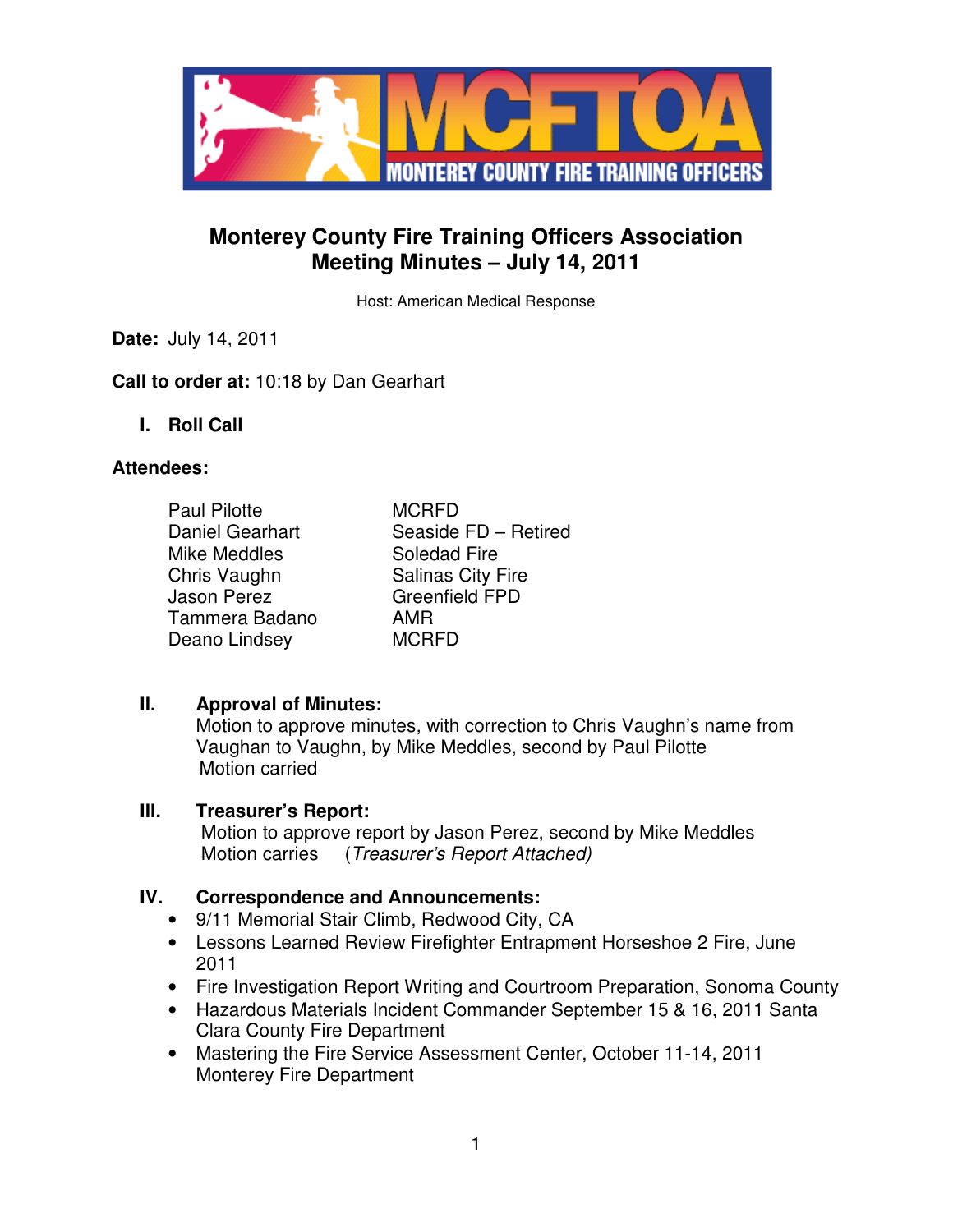# Monterey County Fire Training Officers Association
# Meeting Minutes – July 14, 2011

Host: American Medical Response

**Date:** July 14, 2011

**Call to order at:** 10:18 by Dan Gearhart

## I. Roll Call

**Attendees:**

| | |
|---|---|
| Paul Pilotte | MCRFD |
| Daniel Gearhart | Seaside FD – Retired |
| Mike Meddles | Soledad Fire |
| Chris Vaughn | Salinas City Fire |
| Jason Perez | Greenfield FPD |
| Tammera Badano | AMR |
| Deano Lindsey | MCRFD |

## II. Approval of Minutes:

Motion to approve minutes, with correction to Chris Vaughn's name from Vaughan to Vaughn, by Mike Meddles, second by Paul Pilotte
Motion carried

## III. Treasurer's Report:

Motion to approve report by Jason Perez, second by Mike Meddles
Motion carries (*Treasurer's Report Attached)*

## IV. Correspondence and Announcements:

- 9/11 Memorial Stair Climb, Redwood City, CA
- Lessons Learned Review Firefighter Entrapment Horseshoe 2 Fire, June 2011
- Fire Investigation Report Writing and Courtroom Preparation, Sonoma County
- Hazardous Materials Incident Commander September 15 & 16, 2011 Santa Clara County Fire Department
- Mastering the Fire Service Assessment Center, October 11-14, 2011 Monterey Fire Department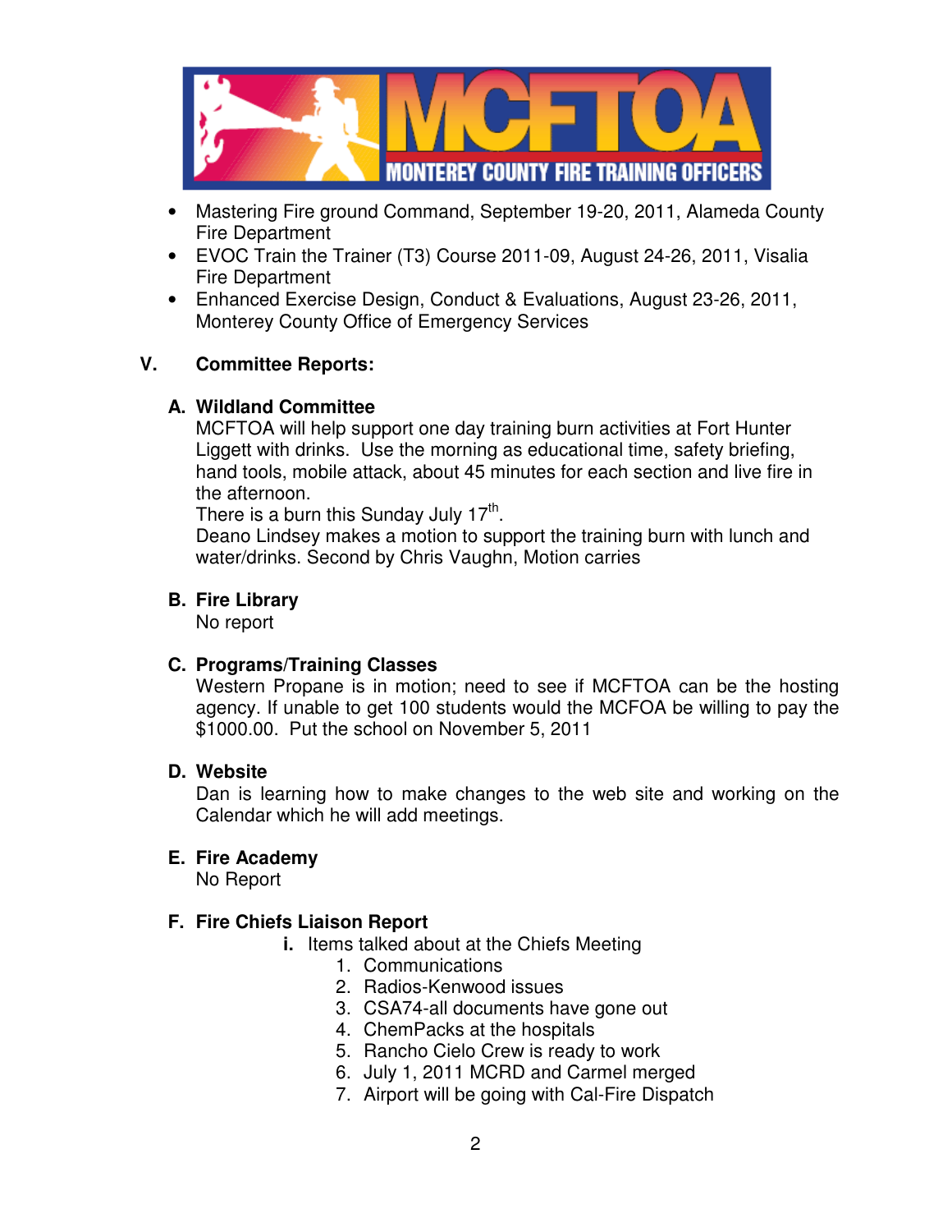- Mastering Fire ground Command, September 19-20, 2011, Alameda County Fire Department
- EVOC Train the Trainer (T3) Course 2011-09, August 24-26, 2011, Visalia Fire Department
- Enhanced Exercise Design, Conduct & Evaluations, August 23-26, 2011, Monterey County Office of Emergency Services

## V. Committee Reports:

### A. Wildland Committee

MCFTOA will help support one day training burn activities at Fort Hunter Liggett with drinks. Use the morning as educational time, safety briefing, hand tools, mobile attack, about 45 minutes for each section and live fire in the afternoon.

There is a burn this Sunday July 17th.

Deano Lindsey makes a motion to support the training burn with lunch and water/drinks. Second by Chris Vaughn, Motion carries

### B. Fire Library

No report

### C. Programs/Training Classes

Western Propane is in motion; need to see if MCFTOA can be the hosting agency. If unable to get 100 students would the MCFOA be willing to pay the $1000.00. Put the school on November 5, 2011

### D. Website

Dan is learning how to make changes to the web site and working on the Calendar which he will add meetings.

### E. Fire Academy

No Report

### F. Fire Chiefs Liaison Report

**i.** Items talked about at the Chiefs Meeting

1. Communications
2. Radios-Kenwood issues
3. CSA74-all documents have gone out
4. ChemPacks at the hospitals
5. Rancho Cielo Crew is ready to work
6. July 1, 2011 MCRD and Carmel merged
7. Airport will be going with Cal-Fire Dispatch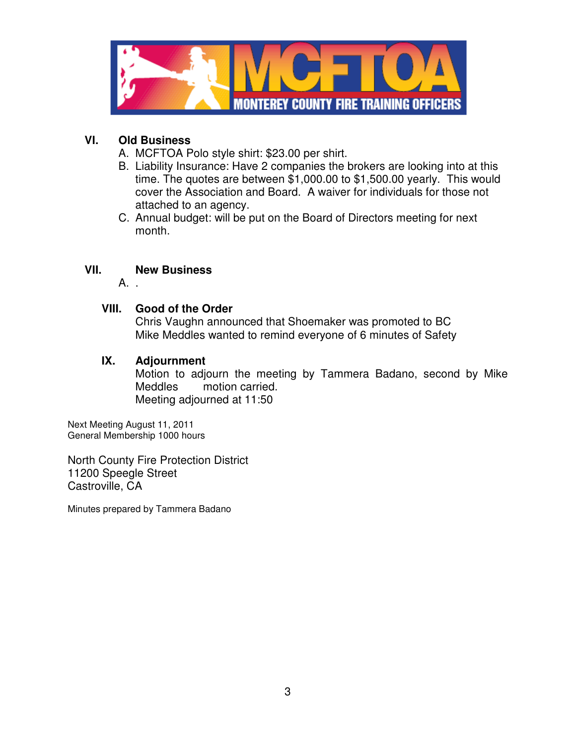MCFTOA

MONTEREY COUNTY FIRE TRAINING OFFICERS

## VI. Old Business

A. MCFTOA Polo style shirt: $23.00 per shirt.
B. Liability Insurance: Have 2 companies the brokers are looking into at this time. The quotes are between $1,000.00 to $1,500.00 yearly. This would cover the Association and Board. A waiver for individuals for those not attached to an agency.
C. Annual budget: will be put on the Board of Directors meeting for next month.

## VII. New Business

A. .

## VIII. Good of the Order

Chris Vaughn announced that Shoemaker was promoted to BC
Mike Meddles wanted to remind everyone of 6 minutes of Safety

## IX. Adjournment

Motion to adjourn the meeting by Tammera Badano, second by Mike Meddles motion carried.
Meeting adjourned at 11:50

Next Meeting August 11, 2011
General Membership 1000 hours

North County Fire Protection District
11200 Speegle Street
Castroville, CA

Minutes prepared by Tammera Badano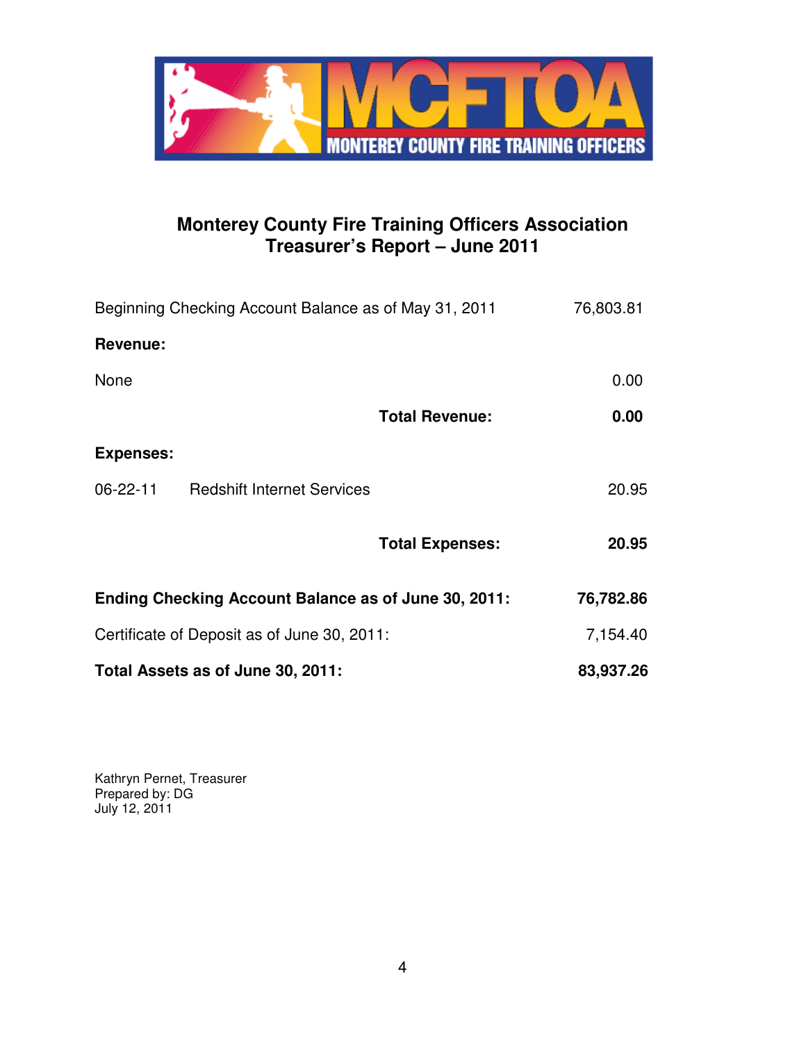# Monterey County Fire Training Officers Association
## Treasurer's Report – June 2011

| | | |
|---|---|---|
| Beginning Checking Account Balance as of May 31, 2011 | | 76,803.81 |
| **Revenue:** | | |
| None | | 0.00 |
| | **Total Revenue:** | **0.00** |
| **Expenses:** | | |
| 06-22-11 | Redshift Internet Services | 20.95 |
| | **Total Expenses:** | **20.95** |
| **Ending Checking Account Balance as of June 30, 2011:** | | **76,782.86** |
| Certificate of Deposit as of June 30, 2011: | | 7,154.40 |
| **Total Assets as of June 30, 2011:** | | **83,937.26** |

Kathryn Pernet, Treasurer
Prepared by: DG
July 12, 2011